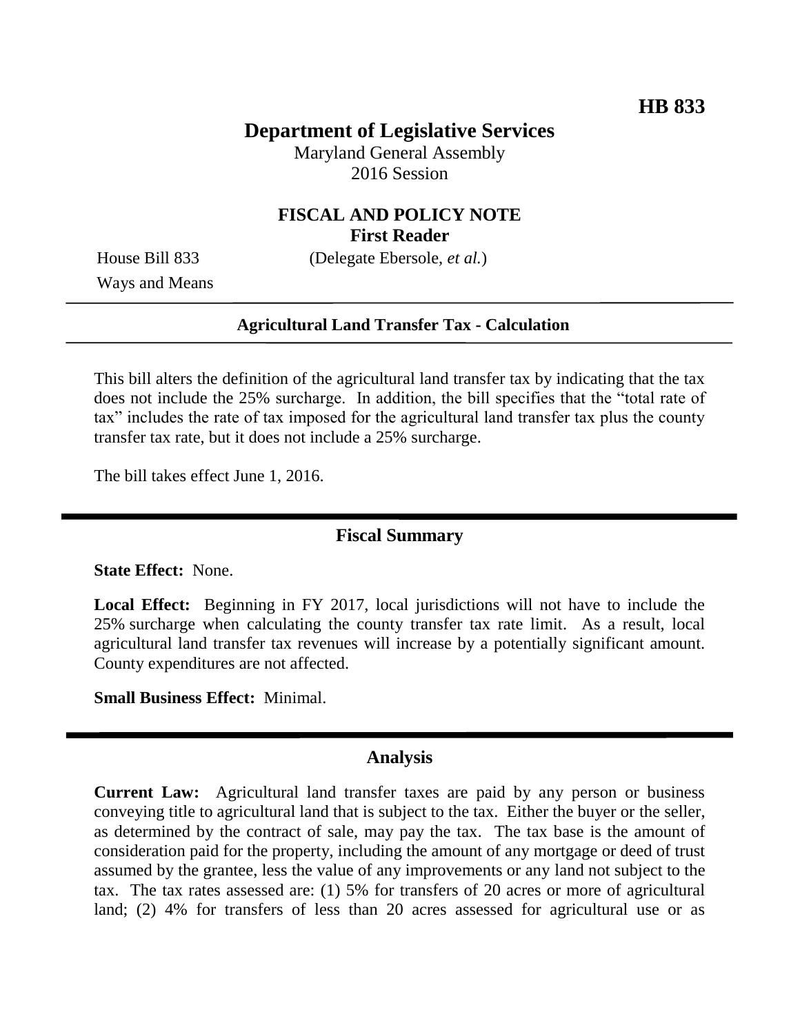**HB 833**

# Department of Legislative Services

Maryland General Assembly
2016 Session

## FISCAL AND POLICY NOTE
**First Reader**

House Bill 833 (Delegate Ebersole, *et al.*)
Ways and Means

**Agricultural Land Transfer Tax - Calculation**

This bill alters the definition of the agricultural land transfer tax by indicating that the tax does not include the 25% surcharge. In addition, the bill specifies that the "total rate of tax" includes the rate of tax imposed for the agricultural land transfer tax plus the county transfer tax rate, but it does not include a 25% surcharge.

The bill takes effect June 1, 2016.

## Fiscal Summary

**State Effect:** None.

**Local Effect:** Beginning in FY 2017, local jurisdictions will not have to include the 25% surcharge when calculating the county transfer tax rate limit. As a result, local agricultural land transfer tax revenues will increase by a potentially significant amount. County expenditures are not affected.

**Small Business Effect:** Minimal.

## Analysis

**Current Law:** Agricultural land transfer taxes are paid by any person or business conveying title to agricultural land that is subject to the tax. Either the buyer or the seller, as determined by the contract of sale, may pay the tax. The tax base is the amount of consideration paid for the property, including the amount of any mortgage or deed of trust assumed by the grantee, less the value of any improvements or any land not subject to the tax. The tax rates assessed are: (1) 5% for transfers of 20 acres or more of agricultural land; (2) 4% for transfers of less than 20 acres assessed for agricultural use or as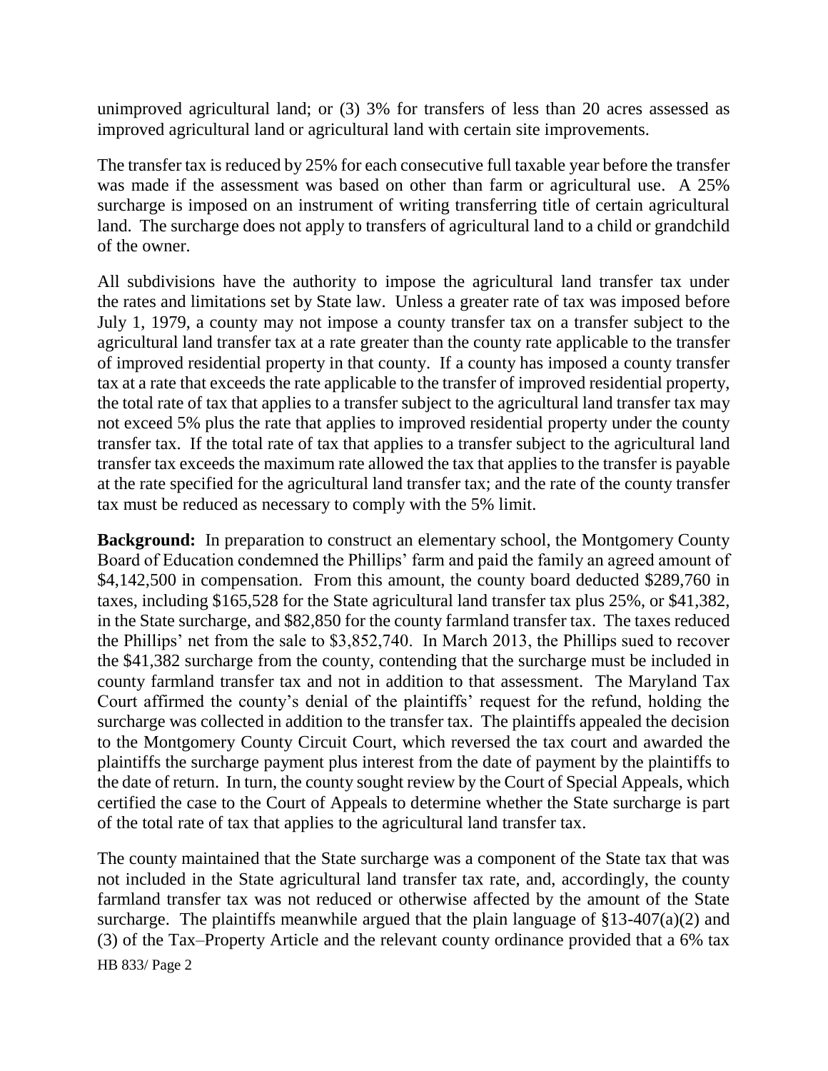unimproved agricultural land; or (3) 3% for transfers of less than 20 acres assessed as improved agricultural land or agricultural land with certain site improvements.

The transfer tax is reduced by 25% for each consecutive full taxable year before the transfer was made if the assessment was based on other than farm or agricultural use. A 25% surcharge is imposed on an instrument of writing transferring title of certain agricultural land. The surcharge does not apply to transfers of agricultural land to a child or grandchild of the owner.

All subdivisions have the authority to impose the agricultural land transfer tax under the rates and limitations set by State law. Unless a greater rate of tax was imposed before July 1, 1979, a county may not impose a county transfer tax on a transfer subject to the agricultural land transfer tax at a rate greater than the county rate applicable to the transfer of improved residential property in that county. If a county has imposed a county transfer tax at a rate that exceeds the rate applicable to the transfer of improved residential property, the total rate of tax that applies to a transfer subject to the agricultural land transfer tax may not exceed 5% plus the rate that applies to improved residential property under the county transfer tax. If the total rate of tax that applies to a transfer subject to the agricultural land transfer tax exceeds the maximum rate allowed the tax that applies to the transfer is payable at the rate specified for the agricultural land transfer tax; and the rate of the county transfer tax must be reduced as necessary to comply with the 5% limit.

**Background:** In preparation to construct an elementary school, the Montgomery County Board of Education condemned the Phillips' farm and paid the family an agreed amount of $4,142,500 in compensation. From this amount, the county board deducted $289,760 in taxes, including $165,528 for the State agricultural land transfer tax plus 25%, or $41,382, in the State surcharge, and $82,850 for the county farmland transfer tax. The taxes reduced the Phillips' net from the sale to $3,852,740. In March 2013, the Phillips sued to recover the $41,382 surcharge from the county, contending that the surcharge must be included in county farmland transfer tax and not in addition to that assessment. The Maryland Tax Court affirmed the county's denial of the plaintiffs' request for the refund, holding the surcharge was collected in addition to the transfer tax. The plaintiffs appealed the decision to the Montgomery County Circuit Court, which reversed the tax court and awarded the plaintiffs the surcharge payment plus interest from the date of payment by the plaintiffs to the date of return. In turn, the county sought review by the Court of Special Appeals, which certified the case to the Court of Appeals to determine whether the State surcharge is part of the total rate of tax that applies to the agricultural land transfer tax.

The county maintained that the State surcharge was a component of the State tax that was not included in the State agricultural land transfer tax rate, and, accordingly, the county farmland transfer tax was not reduced or otherwise affected by the amount of the State surcharge. The plaintiffs meanwhile argued that the plain language of §13-407(a)(2) and (3) of the Tax–Property Article and the relevant county ordinance provided that a 6% tax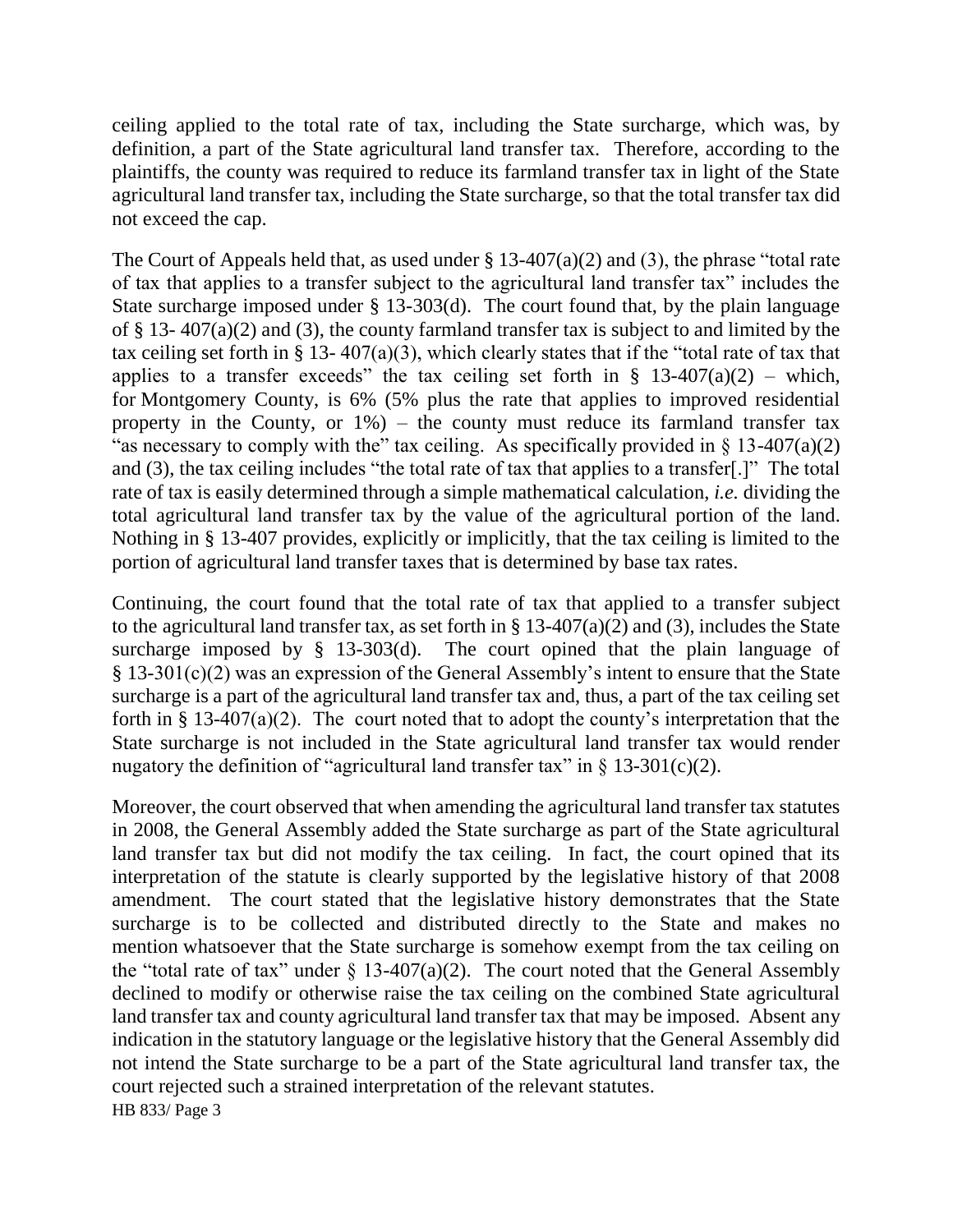ceiling applied to the total rate of tax, including the State surcharge, which was, by definition, a part of the State agricultural land transfer tax. Therefore, according to the plaintiffs, the county was required to reduce its farmland transfer tax in light of the State agricultural land transfer tax, including the State surcharge, so that the total transfer tax did not exceed the cap.

The Court of Appeals held that, as used under § 13-407(a)(2) and (3), the phrase "total rate of tax that applies to a transfer subject to the agricultural land transfer tax" includes the State surcharge imposed under § 13-303(d). The court found that, by the plain language of § 13- 407(a)(2) and (3), the county farmland transfer tax is subject to and limited by the tax ceiling set forth in § 13- 407(a)(3), which clearly states that if the "total rate of tax that applies to a transfer exceeds" the tax ceiling set forth in § 13-407(a)(2) – which, for Montgomery County, is 6% (5% plus the rate that applies to improved residential property in the County, or 1%) – the county must reduce its farmland transfer tax "as necessary to comply with the" tax ceiling. As specifically provided in § 13-407(a)(2) and (3), the tax ceiling includes "the total rate of tax that applies to a transfer[.]" The total rate of tax is easily determined through a simple mathematical calculation, *i.e.* dividing the total agricultural land transfer tax by the value of the agricultural portion of the land. Nothing in § 13-407 provides, explicitly or implicitly, that the tax ceiling is limited to the portion of agricultural land transfer taxes that is determined by base tax rates.

Continuing, the court found that the total rate of tax that applied to a transfer subject to the agricultural land transfer tax, as set forth in § 13-407(a)(2) and (3), includes the State surcharge imposed by § 13-303(d). The court opined that the plain language of § 13-301(c)(2) was an expression of the General Assembly's intent to ensure that the State surcharge is a part of the agricultural land transfer tax and, thus, a part of the tax ceiling set forth in § 13-407(a)(2). The court noted that to adopt the county's interpretation that the State surcharge is not included in the State agricultural land transfer tax would render nugatory the definition of "agricultural land transfer tax" in § 13-301(c)(2).

Moreover, the court observed that when amending the agricultural land transfer tax statutes in 2008, the General Assembly added the State surcharge as part of the State agricultural land transfer tax but did not modify the tax ceiling. In fact, the court opined that its interpretation of the statute is clearly supported by the legislative history of that 2008 amendment. The court stated that the legislative history demonstrates that the State surcharge is to be collected and distributed directly to the State and makes no mention whatsoever that the State surcharge is somehow exempt from the tax ceiling on the "total rate of tax" under § 13-407(a)(2). The court noted that the General Assembly declined to modify or otherwise raise the tax ceiling on the combined State agricultural land transfer tax and county agricultural land transfer tax that may be imposed. Absent any indication in the statutory language or the legislative history that the General Assembly did not intend the State surcharge to be a part of the State agricultural land transfer tax, the court rejected such a strained interpretation of the relevant statutes.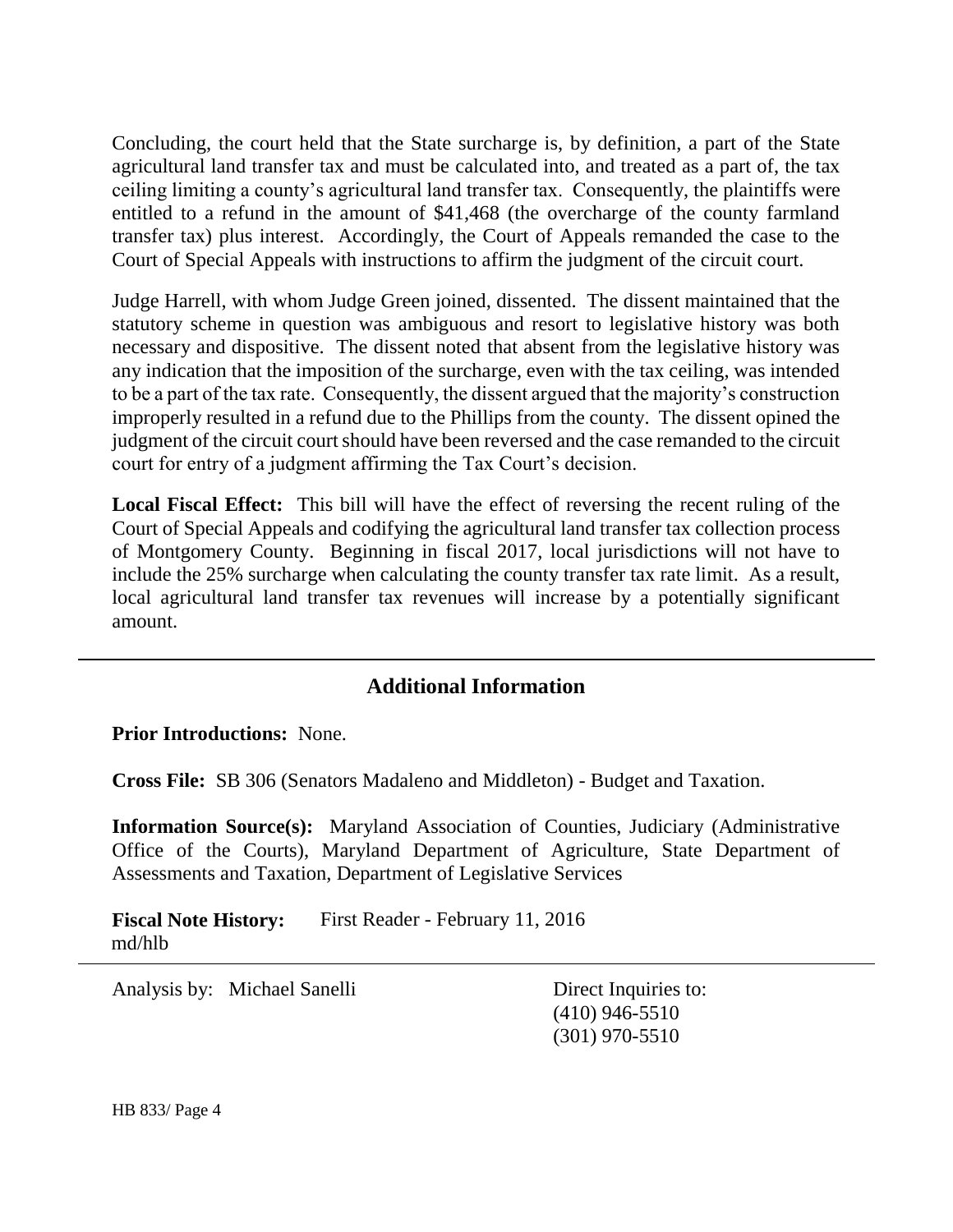Concluding, the court held that the State surcharge is, by definition, a part of the State agricultural land transfer tax and must be calculated into, and treated as a part of, the tax ceiling limiting a county's agricultural land transfer tax. Consequently, the plaintiffs were entitled to a refund in the amount of $41,468 (the overcharge of the county farmland transfer tax) plus interest. Accordingly, the Court of Appeals remanded the case to the Court of Special Appeals with instructions to affirm the judgment of the circuit court.

Judge Harrell, with whom Judge Green joined, dissented. The dissent maintained that the statutory scheme in question was ambiguous and resort to legislative history was both necessary and dispositive. The dissent noted that absent from the legislative history was any indication that the imposition of the surcharge, even with the tax ceiling, was intended to be a part of the tax rate. Consequently, the dissent argued that the majority's construction improperly resulted in a refund due to the Phillips from the county. The dissent opined the judgment of the circuit court should have been reversed and the case remanded to the circuit court for entry of a judgment affirming the Tax Court's decision.

**Local Fiscal Effect:** This bill will have the effect of reversing the recent ruling of the Court of Special Appeals and codifying the agricultural land transfer tax collection process of Montgomery County. Beginning in fiscal 2017, local jurisdictions will not have to include the 25% surcharge when calculating the county transfer tax rate limit. As a result, local agricultural land transfer tax revenues will increase by a potentially significant amount.

---

## Additional Information

**Prior Introductions:** None.

**Cross File:** SB 306 (Senators Madaleno and Middleton) - Budget and Taxation.

**Information Source(s):** Maryland Association of Counties, Judiciary (Administrative Office of the Courts), Maryland Department of Agriculture, State Department of Assessments and Taxation, Department of Legislative Services

**Fiscal Note History:** First Reader - February 11, 2016
md/hlb

---

Analysis by: Michael Sanelli

Direct Inquiries to:
(410) 946-5510
(301) 970-5510